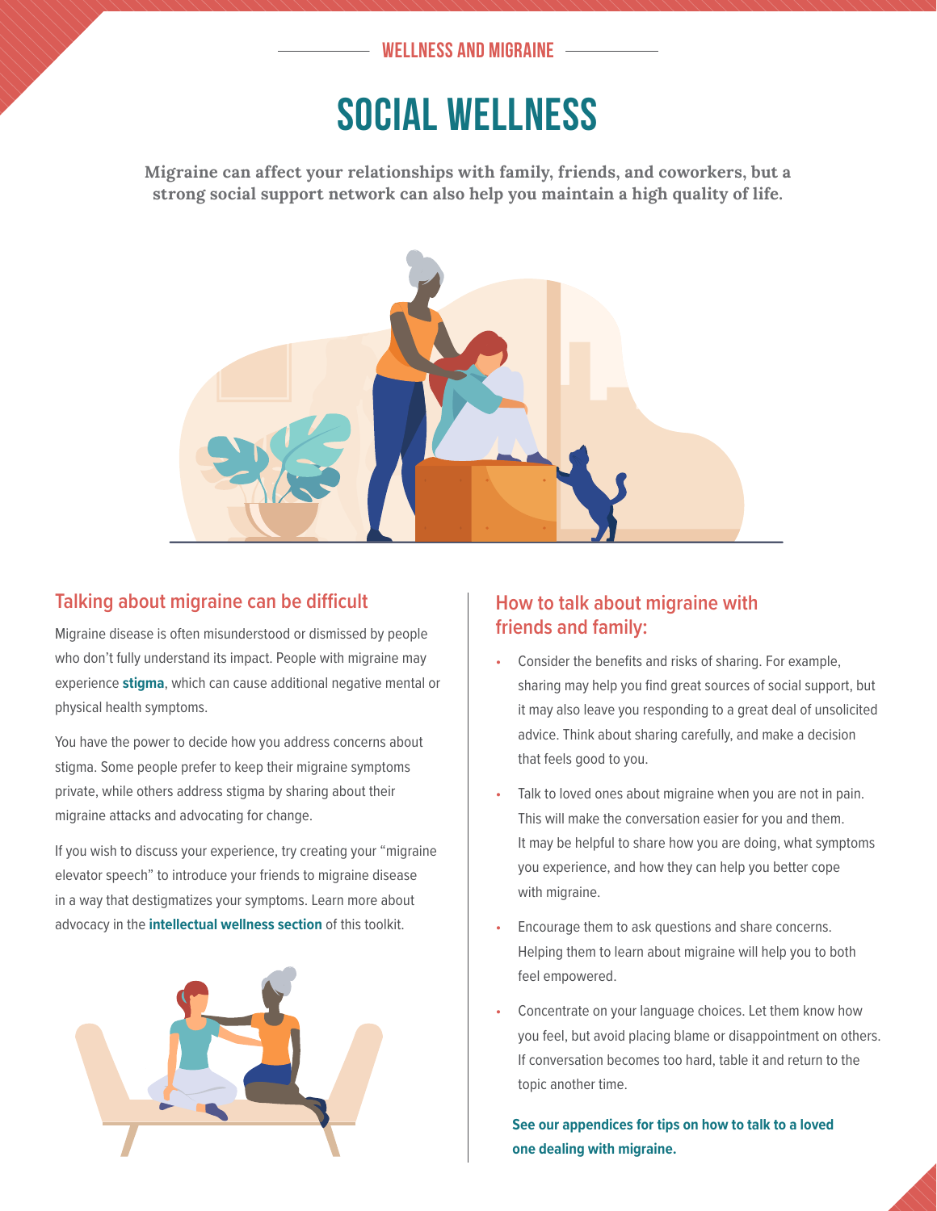WELLNESS AND MIGRAINE

# SOCIAL WELLNESS

**Migraine can affect your relationships with family, friends, and coworkers, but a strong social support network can also help you maintain a high quality of life.**

## Talking about migraine can be difficult

Migraine disease is often misunderstood or dismissed by people who don't fully understand its impact. People with migraine may experience **stigma**, which can cause additional negative mental or physical health symptoms.

You have the power to decide how you address concerns about stigma. Some people prefer to keep their migraine symptoms private, while others address stigma by sharing about their migraine attacks and advocating for change.

If you wish to discuss your experience, try creating your "migraine elevator speech" to introduce your friends to migraine disease in a way that destigmatizes your symptoms. Learn more about advocacy in the **intellectual wellness section** of this toolkit.

## How to talk about migraine with friends and family:

- Consider the benefits and risks of sharing. For example, sharing may help you find great sources of social support, but it may also leave you responding to a great deal of unsolicited advice. Think about sharing carefully, and make a decision that feels good to you.
- Talk to loved ones about migraine when you are not in pain. This will make the conversation easier for you and them. It may be helpful to share how you are doing, what symptoms you experience, and how they can help you better cope with migraine.
- Encourage them to ask questions and share concerns. Helping them to learn about migraine will help you to both feel empowered.
- Concentrate on your language choices. Let them know how you feel, but avoid placing blame or disappointment on others. If conversation becomes too hard, table it and return to the topic another time.

**See our appendices for tips on how to talk to a loved one dealing with migraine.**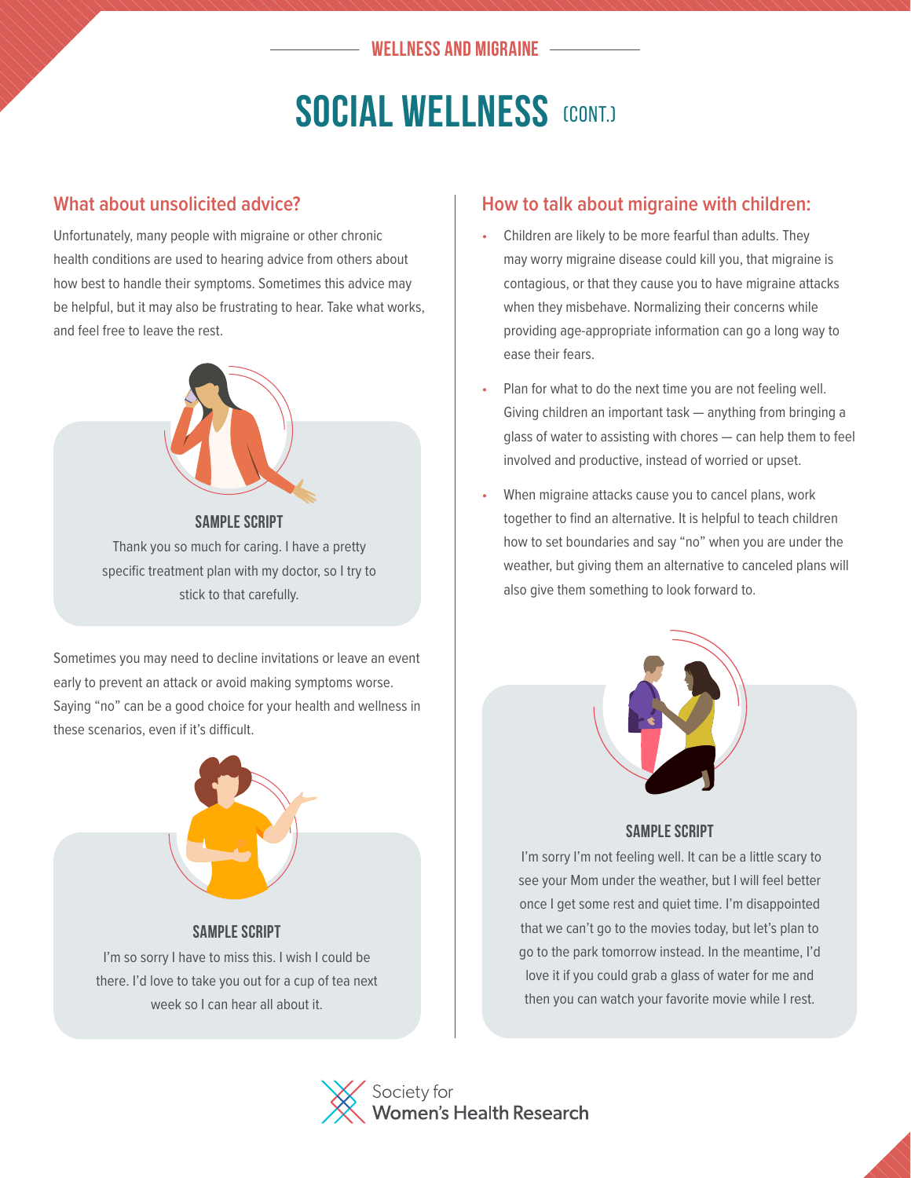WELLNESS AND MIGRAINE

# SOCIAL WELLNESS (CONT.)

## What about unsolicited advice?

Unfortunately, many people with migraine or other chronic health conditions are used to hearing advice from others about how best to handle their symptoms. Sometimes this advice may be helpful, but it may also be frustrating to hear. Take what works, and feel free to leave the rest.

### SAMPLE SCRIPT

Thank you so much for caring. I have a pretty specific treatment plan with my doctor, so I try to stick to that carefully.

Sometimes you may need to decline invitations or leave an event early to prevent an attack or avoid making symptoms worse. Saying "no" can be a good choice for your health and wellness in these scenarios, even if it's difficult.

### SAMPLE SCRIPT

I'm so sorry I have to miss this. I wish I could be there. I'd love to take you out for a cup of tea next week so I can hear all about it.

## How to talk about migraine with children:

- Children are likely to be more fearful than adults. They may worry migraine disease could kill you, that migraine is contagious, or that they cause you to have migraine attacks when they misbehave. Normalizing their concerns while providing age-appropriate information can go a long way to ease their fears.
- Plan for what to do the next time you are not feeling well. Giving children an important task — anything from bringing a glass of water to assisting with chores — can help them to feel involved and productive, instead of worried or upset.
- When migraine attacks cause you to cancel plans, work together to find an alternative. It is helpful to teach children how to set boundaries and say "no" when you are under the weather, but giving them an alternative to canceled plans will also give them something to look forward to.

### SAMPLE SCRIPT

I'm sorry I'm not feeling well. It can be a little scary to see your Mom under the weather, but I will feel better once I get some rest and quiet time. I'm disappointed that we can't go to the movies today, but let's plan to go to the park tomorrow instead. In the meantime, I'd love it if you could grab a glass of water for me and then you can watch your favorite movie while I rest.

Society for Women's Health Research